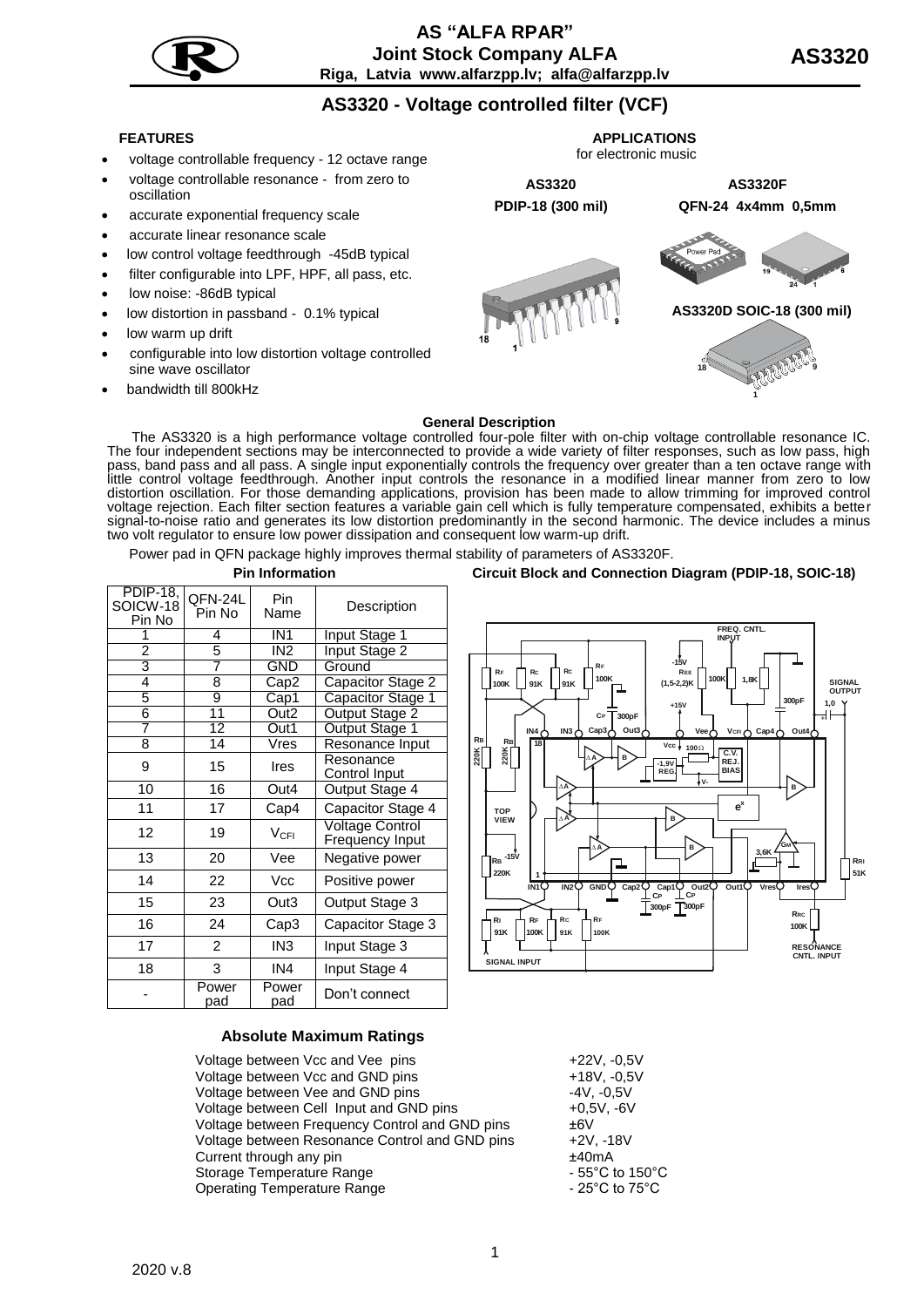# AS "ALFA RPAR"

**Joint Stock Company ALFA**

**Riga, Latvia www.alfarzpp.lv; alfa@alfarzpp.lv**

**AS3320**

## AS3320 - Voltage controlled filter (VCF)

### FEATURES

- voltage controllable frequency - 12 octave range
- voltage controllable resonance - from zero to oscillation
- accurate exponential frequency scale
- accurate linear resonance scale
- low control voltage feedthrough -45dB typical
- filter configurable into LPF, HPF, all pass, etc.
- low noise: -86dB typical
- low distortion in passband - 0.1% typical
- low warm up drift
- configurable into low distortion voltage controlled sine wave oscillator
- bandwidth till 800kHz

### APPLICATIONS

for electronic music

**AS3320** PDIP-18 (300 mil)

**AS3320F** QFN-24 4x4mm 0,5mm

**AS3320D SOIC-18 (300 mil)**

### General Description

The AS3320 is a high performance voltage controlled four-pole filter with on-chip voltage controllable resonance IC. The four independent sections may be interconnected to provide a wide variety of filter responses, such as low pass, high pass, band pass and all pass. A single input exponentially controls the frequency over greater than a ten octave range with little control voltage feedthrough. Another input controls the resonance in a modified linear manner from zero to low distortion oscillation. For those demanding applications, provision has been made to allow trimming for improved control voltage rejection. Each filter section features a variable gain cell which is fully temperature compensated, exhibits a better signal-to-noise ratio and generates its low distortion predominantly in the second harmonic. The device includes a minus two volt regulator to ensure low power dissipation and consequent low warm-up drift.

Power pad in QFN package highly improves thermal stability of parameters of AS3320F.

### Pin Information

| PDIP-18, SOICW-18 Pin No | QFN-24L Pin No | Pin Name | Description |
|---|---|---|---|
| 1 | 4 | IN1 | Input Stage 1 |
| 2 | 5 | IN2 | Input Stage 2 |
| 3 | 7 | GND | Ground |
| 4 | 8 | Cap2 | Capacitor Stage 2 |
| 5 | 9 | Cap1 | Capacitor Stage 1 |
| 6 | 11 | Out2 | Output Stage 2 |
| 7 | 12 | Out1 | Output Stage 1 |
| 8 | 14 | Vres | Resonance Input |
| 9 | 15 | Ires | Resonance Control Input |
| 10 | 16 | Out4 | Output Stage 4 |
| 11 | 17 | Cap4 | Capacitor Stage 4 |
| 12 | 19 | $V_{CFI}$ | Voltage Control Frequency Input |
| 13 | 20 | Vee | Negative power |
| 14 | 22 | Vcc | Positive power |
| 15 | 23 | Out3 | Output Stage 3 |
| 16 | 24 | Cap3 | Capacitor Stage 3 |
| 17 | 2 | IN3 | Input Stage 3 |
| 18 | 3 | IN4 | Input Stage 4 |
| - | Power pad | Power pad | Don't connect |

### Circuit Block and Connection Diagram (PDIP-18, SOIC-18)

### Absolute Maximum Ratings

| | |
|---|---|
| Voltage between Vcc and Vee pins | +22V, -0,5V |
| Voltage between Vcc and GND pins | +18V, -0,5V |
| Voltage between Vee and GND pins | -4V, -0,5V |
| Voltage between Cell Input and GND pins | +0,5V, -6V |
| Voltage between Frequency Control and GND pins | ±6V |
| Voltage between Resonance Control and GND pins | +2V, -18V |
| Current through any pin | ±40mA |
| Storage Temperature Range | - 55°C to 150°C |
| Operating Temperature Range | - 25°C to 75°C |

2020 v.8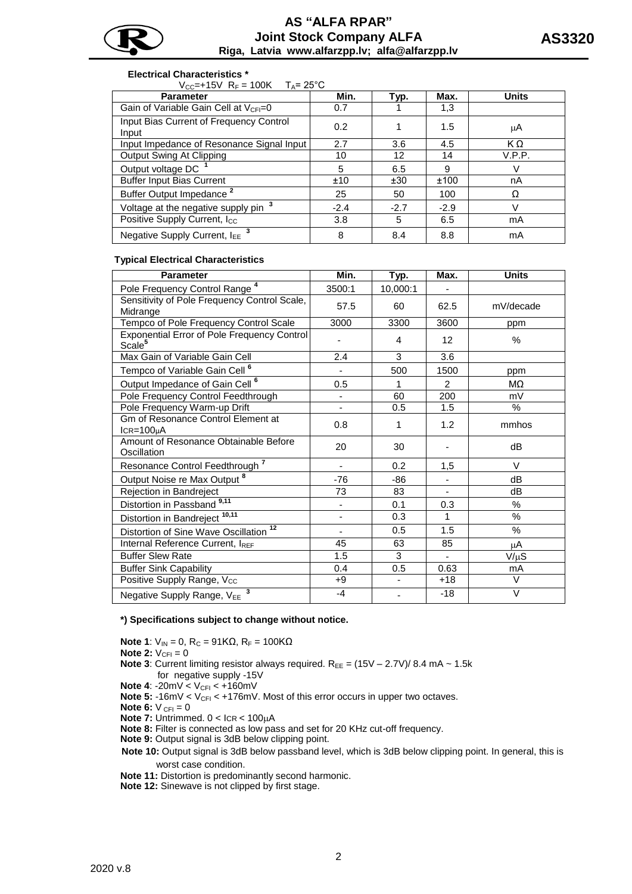**Electrical Characteristics ***

$V_{CC}$=+15V $R_F$ = 100K $T_A$= 25°C

| Parameter | Min. | Typ. | Max. | Units |
|---|---|---|---|---|
| Gain of Variable Gain Cell at $V_{CFI}$=0 | 0.7 | 1 | 1,3 | |
| Input Bias Current of Frequency Control Input | 0.2 | 1 | 1.5 | μA |
| Input Impedance of Resonance Signal Input | 2.7 | 3.6 | 4.5 | K Ω |
| Output Swing At Clipping | 10 | 12 | 14 | V.P.P. |
| Output voltage DC [1] | 5 | 6.5 | 9 | V |
| Buffer Input Bias Current | ±10 | ±30 | ±100 | nA |
| Buffer Output Impedance [2] | 25 | 50 | 100 | Ω |
| Voltage at the negative supply pin [3] | -2.4 | -2.7 | -2.9 | V |
| Positive Supply Current, $I_{CC}$ | 3.8 | 5 | 6.5 | mA |
| Negative Supply Current, $I_{EE}$ [3] | 8 | 8.4 | 8.8 | mA |

**Typical Electrical Characteristics**

| Parameter | Min. | Typ. | Max. | Units |
|---|---|---|---|---|
| Pole Frequency Control Range [4] | 3500:1 | 10,000:1 | - | |
| Sensitivity of Pole Frequency Control Scale, Midrange | 57.5 | 60 | 62.5 | mV/decade |
| Tempco of Pole Frequency Control Scale | 3000 | 3300 | 3600 | ppm |
| Exponential Error of Pole Frequency Control Scale[5] | - | 4 | 12 | % |
| Max Gain of Variable Gain Cell | 2.4 | 3 | 3.6 | |
| Tempco of Variable Gain Cell [6] | - | 500 | 1500 | ppm |
| Output Impedance of Gain Cell [6] | 0.5 | 1 | 2 | MΩ |
| Pole Frequency Control Feedthrough | - | 60 | 200 | mV |
| Pole Frequency Warm-up Drift | - | 0.5 | 1.5 | % |
| Gm of Resonance Control Element at $I_{CR}$=100μA | 0.8 | 1 | 1.2 | mmhos |
| Amount of Resonance Obtainable Before Oscillation | 20 | 30 | - | dB |
| Resonance Control Feedthrough [7] | - | 0.2 | 1,5 | V |
| Output Noise re Max Output [8] | -76 | -86 | - | dB |
| Rejection in Bandreject | 73 | 83 | - | dB |
| Distortion in Passband [9,11] | - | 0.1 | 0.3 | % |
| Distortion in Bandreject [10,11] | - | 0.3 | 1 | % |
| Distortion of Sine Wave Oscillation [12] | - | 0.5 | 1.5 | % |
| Internal Reference Current, $I_{REF}$ | 45 | 63 | 85 | μA |
| Buffer Slew Rate | 1.5 | 3 | - | V/μS |
| Buffer Sink Capability | 0.4 | 0.5 | 0.63 | mA |
| Positive Supply Range, $V_{CC}$ | +9 | - | +18 | V |
| Negative Supply Range, $V_{EE}$ [3] | -4 | - | -18 | V |

***) Specifications subject to change without notice.**

**Note 1**: $V_{IN}$ = 0, $R_C$ = 91KΩ, $R_F$ = 100KΩ

**Note 2:** $V_{CFI}$ = 0

**Note 3**: Current limiting resistor always required. $R_{EE}$ = (15V – 2.7V)/ 8.4 mA ~ 1.5k for negative supply -15V

**Note 4**: -20mV < $V_{CFI}$ < +160mV

**Note 5:** -16mV < $V_{CFI}$ < +176mV. Most of this error occurs in upper two octaves.

**Note 6:** $V_{CFI}$ = 0

**Note 7:** Untrimmed. 0 < $I_{CR}$ < 100μA

**Note 8:** Filter is connected as low pass and set for 20 KHz cut-off frequency.

**Note 9:** Output signal is 3dB below clipping point.

**Note 10:** Output signal is 3dB below passband level, which is 3dB below clipping point. In general, this is worst case condition.

**Note 11:** Distortion is predominantly second harmonic.

**Note 12:** Sinewave is not clipped by first stage.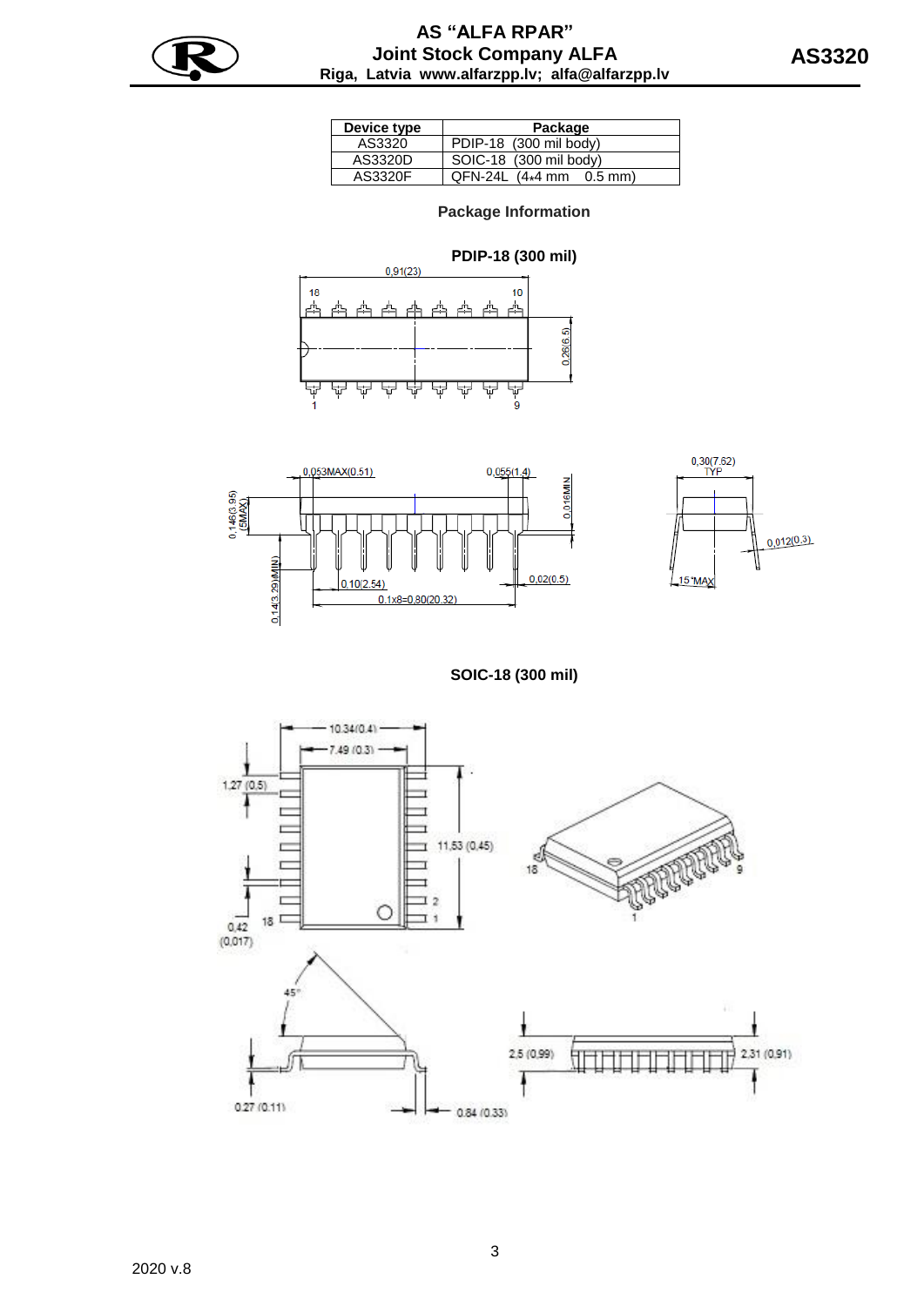| Device type | Package |
|---|---|
| AS3320 | PDIP-18 (300 mil body) |
| AS3320D | SOIC-18 (300 mil body) |
| AS3320F | QFN-24L (4*4 mm 0.5 mm) |

**Package Information**

**PDIP-18 (300 mil)**

**SOIC-18 (300 mil)**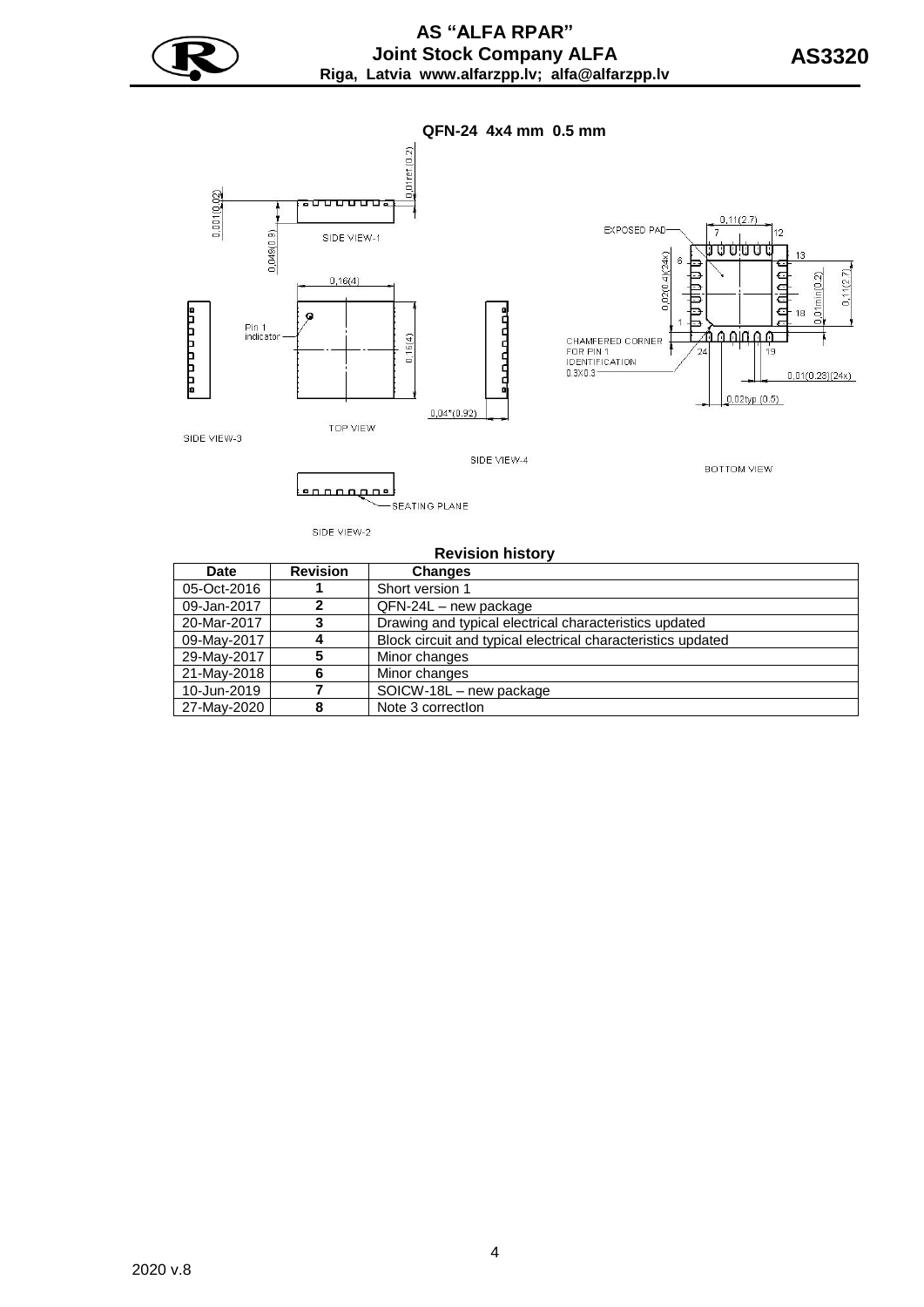**QFN-24 4x4 mm 0.5 mm**

SIDE VIEW-1
0,001(0,02)
0,049(0,9)
0,01ref.(0,2)

TOP VIEW
0,16(4)
0,16(4)
Pin 1 indicator

SIDE VIEW-3

SIDE VIEW-4
0,04*(0,92)

SIDE VIEW-2
SEATING PLANE

BOTTOM VIEW
EXPOSED PAD
0,11(2,7)
0,11(2,7)
0,02(0,4)(24x)
0,01min(0,2)
CHAMFERED CORNER FOR PIN 1 IDENTIFICATION 0.3X0.3
0,01(0,23)(24x)
0,02typ.(0,5)
1
6
7
12
13
18
19
24

**Revision history**

| Date | Revision | Changes |
|---|---|---|
| 05-Oct-2016 | 1 | Short version 1 |
| 09-Jan-2017 | 2 | QFN-24L – new package |
| 20-Mar-2017 | 3 | Drawing and typical electrical characteristics updated |
| 09-May-2017 | 4 | Block circuit and typical electrical characteristics updated |
| 29-May-2017 | 5 | Minor changes |
| 21-May-2018 | 6 | Minor changes |
| 10-Jun-2019 | 7 | SOICW-18L – new package |
| 27-May-2020 | 8 | Note 3 correctIon |